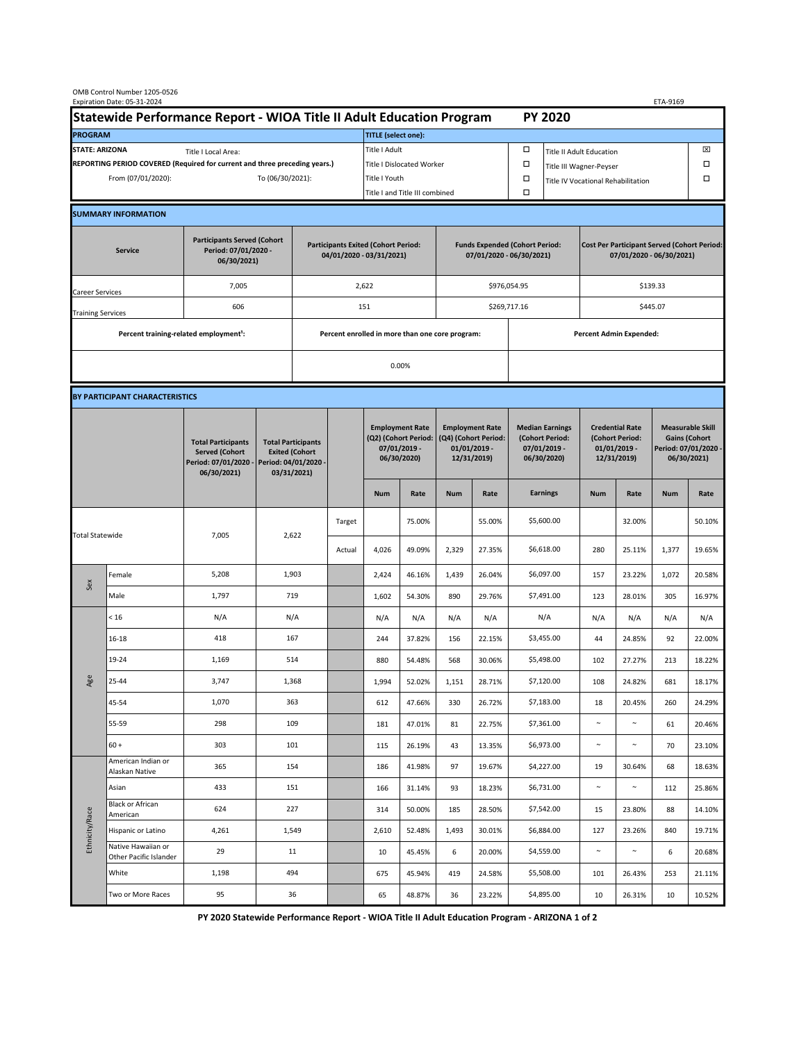OMB Control Number 1205-0526
Expiration Date: 05-31-2024

ETA-9169

# Statewide Performance Report - WIOA Title II Adult Education Program — PY 2020

| PROGRAM | | TITLE (select one): | | | |
|---|---|---|---|---|---|
| STATE: ARIZONA | Title I Local Area: | Title I Adult | ☐ | Title II Adult Education | ☒ |
| REPORTING PERIOD COVERED (Required for current and three preceding years.) | | Title I Dislocated Worker | ☐ | Title III Wagner-Peyser | ☐ |
| From (07/01/2020): | To (06/30/2021): | Title I Youth | ☐ | Title IV Vocational Rehabilitation | ☐ |
| | | Title I and Title III combined | ☐ | | |

## SUMMARY INFORMATION

| Service | Participants Served (Cohort Period: 07/01/2020 - 06/30/2021) | Participants Exited (Cohort Period: 04/01/2020 - 03/31/2021) | Funds Expended (Cohort Period: 07/01/2020 - 06/30/2021) | Cost Per Participant Served (Cohort Period: 07/01/2020 - 06/30/2021) |
|---|---|---|---|---|
| Career Services | 7,005 | 2,622 | $976,054.95 | $139.33 |
| Training Services | 606 | 151 | $269,717.16 | $445.07 |

| Percent training-related employment[1]: | Percent enrolled in more than one core program: | Percent Admin Expended: |
|---|---|---|
| | 0.00% | |

## BY PARTICIPANT CHARACTERISTICS

| | | Total Participants Served (Cohort Period: 07/01/2020 - 06/30/2021) | Total Participants Exited (Cohort Period: 04/01/2020 - 03/31/2021) | | Employment Rate (Q2) (Cohort Period: 07/01/2019 - 06/30/2020) | | Employment Rate (Q4) (Cohort Period: 01/01/2019 - 12/31/2019) | | Median Earnings (Cohort Period: 07/01/2019 - 06/30/2020) | Credential Rate (Cohort Period: 01/01/2019 - 12/31/2019) | | Measurable Skill Gains (Cohort Period: 07/01/2020 - 06/30/2021) | |
|---|---|---|---|---|---|---|---|---|---|---|---|---|---|
| | | | | | Num | Rate | Num | Rate | Earnings | Num | Rate | Num | Rate |
| Total Statewide | | 7,005 | 2,622 | Target | | 75.00% | | 55.00% | $5,600.00 | | 32.00% | | 50.10% |
| | | | | Actual | 4,026 | 49.09% | 2,329 | 27.35% | $6,618.00 | 280 | 25.11% | 1,377 | 19.65% |
| Sex | Female | 5,208 | 1,903 | | 2,424 | 46.16% | 1,439 | 26.04% | $6,097.00 | 157 | 23.22% | 1,072 | 20.58% |
| | Male | 1,797 | 719 | | 1,602 | 54.30% | 890 | 29.76% | $7,491.00 | 123 | 28.01% | 305 | 16.97% |
| Age | < 16 | N/A | N/A | | N/A | N/A | N/A | N/A | N/A | N/A | N/A | N/A | N/A |
| | 16-18 | 418 | 167 | | 244 | 37.82% | 156 | 22.15% | $3,455.00 | 44 | 24.85% | 92 | 22.00% |
| | 19-24 | 1,169 | 514 | | 880 | 54.48% | 568 | 30.06% | $5,498.00 | 102 | 27.27% | 213 | 18.22% |
| | 25-44 | 3,747 | 1,368 | | 1,994 | 52.02% | 1,151 | 28.71% | $7,120.00 | 108 | 24.82% | 681 | 18.17% |
| | 45-54 | 1,070 | 363 | | 612 | 47.66% | 330 | 26.72% | $7,183.00 | 18 | 20.45% | 260 | 24.29% |
| | 55-59 | 298 | 109 | | 181 | 47.01% | 81 | 22.75% | $7,361.00 | ~ | ~ | 61 | 20.46% |
| | 60 + | 303 | 101 | | 115 | 26.19% | 43 | 13.35% | $6,973.00 | ~ | ~ | 70 | 23.10% |
| Ethnicity/Race | American Indian or Alaskan Native | 365 | 154 | | 186 | 41.98% | 97 | 19.67% | $4,227.00 | 19 | 30.64% | 68 | 18.63% |
| | Asian | 433 | 151 | | 166 | 31.14% | 93 | 18.23% | $6,731.00 | ~ | ~ | 112 | 25.86% |
| | Black or African American | 624 | 227 | | 314 | 50.00% | 185 | 28.50% | $7,542.00 | 15 | 23.80% | 88 | 14.10% |
| | Hispanic or Latino | 4,261 | 1,549 | | 2,610 | 52.48% | 1,493 | 30.01% | $6,884.00 | 127 | 23.26% | 840 | 19.71% |
| | Native Hawaiian or Other Pacific Islander | 29 | 11 | | 10 | 45.45% | 6 | 20.00% | $4,559.00 | ~ | ~ | 6 | 20.68% |
| | White | 1,198 | 494 | | 675 | 45.94% | 419 | 24.58% | $5,508.00 | 101 | 26.43% | 253 | 21.11% |
| | Two or More Races | 95 | 36 | | 65 | 48.87% | 36 | 23.22% | $4,895.00 | 10 | 26.31% | 10 | 10.52% |

PY 2020 Statewide Performance Report - WIOA Title II Adult Education Program - ARIZONA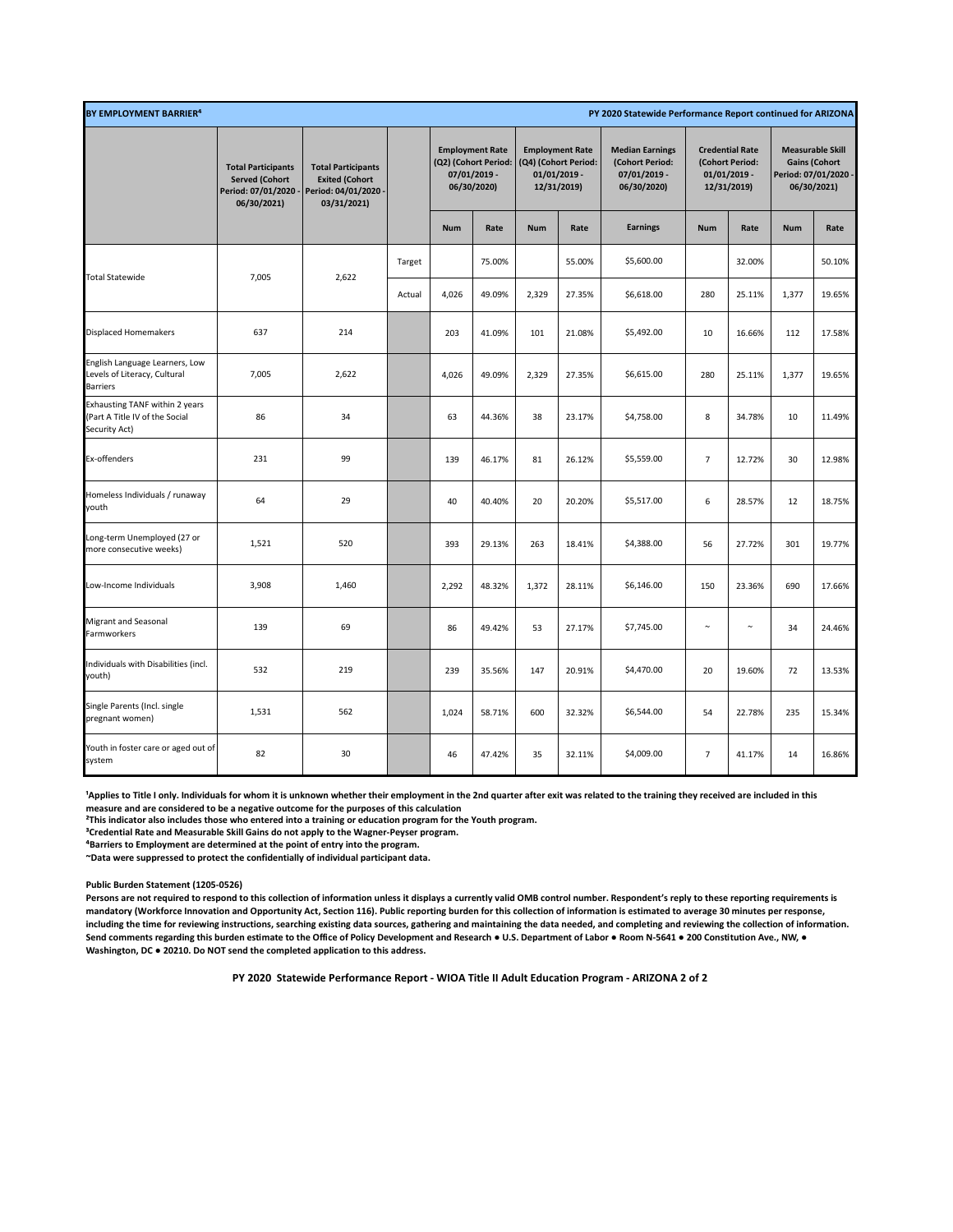| BY EMPLOYMENT BARRIER[4] | | | PY 2020 Statewide Performance Report continued for ARIZONA | | | | | | | | | |
|---|---|---|---|---|---|---|---|---|---|---|---|---|
| | Total Participants Served (Cohort Period: 07/01/2020 - 06/30/2021) | Total Participants Exited (Cohort Period: 04/01/2020 - 03/31/2021) | | Employment Rate (Q2) (Cohort Period: 07/01/2019 - 06/30/2020) | | Employment Rate (Q4) (Cohort Period: 01/01/2019 - 12/31/2019) | | Median Earnings (Cohort Period: 07/01/2019 - 06/30/2020) | Credential Rate (Cohort Period: 01/01/2019 - 12/31/2019) | | Measurable Skill Gains (Cohort Period: 07/01/2020 - 06/30/2021) | |
| | | | | Num | Rate | Num | Rate | Earnings | Num | Rate | Num | Rate |
| Total Statewide | 7,005 | 2,622 | Target | | 75.00% | | 55.00% | $5,600.00 | | 32.00% | | 50.10% |
| | | | Actual | 4,026 | 49.09% | 2,329 | 27.35% | $6,618.00 | 280 | 25.11% | 1,377 | 19.65% |
| Displaced Homemakers | 637 | 214 | | 203 | 41.09% | 101 | 21.08% | $5,492.00 | 10 | 16.66% | 112 | 17.58% |
| English Language Learners, Low Levels of Literacy, Cultural Barriers | 7,005 | 2,622 | | 4,026 | 49.09% | 2,329 | 27.35% | $6,615.00 | 280 | 25.11% | 1,377 | 19.65% |
| Exhausting TANF within 2 years (Part A Title IV of the Social Security Act) | 86 | 34 | | 63 | 44.36% | 38 | 23.17% | $4,758.00 | 8 | 34.78% | 10 | 11.49% |
| Ex-offenders | 231 | 99 | | 139 | 46.17% | 81 | 26.12% | $5,559.00 | 7 | 12.72% | 30 | 12.98% |
| Homeless Individuals / runaway youth | 64 | 29 | | 40 | 40.40% | 20 | 20.20% | $5,517.00 | 6 | 28.57% | 12 | 18.75% |
| Long-term Unemployed (27 or more consecutive weeks) | 1,521 | 520 | | 393 | 29.13% | 263 | 18.41% | $4,388.00 | 56 | 27.72% | 301 | 19.77% |
| Low-Income Individuals | 3,908 | 1,460 | | 2,292 | 48.32% | 1,372 | 28.11% | $6,146.00 | 150 | 23.36% | 690 | 17.66% |
| Migrant and Seasonal Farmworkers | 139 | 69 | | 86 | 49.42% | 53 | 27.17% | $7,745.00 | ~ | ~ | 34 | 24.46% |
| Individuals with Disabilities (incl. youth) | 532 | 219 | | 239 | 35.56% | 147 | 20.91% | $4,470.00 | 20 | 19.60% | 72 | 13.53% |
| Single Parents (Incl. single pregnant women) | 1,531 | 562 | | 1,024 | 58.71% | 600 | 32.32% | $6,544.00 | 54 | 22.78% | 235 | 15.34% |
| Youth in foster care or aged out of system | 82 | 30 | | 46 | 47.42% | 35 | 32.11% | $4,009.00 | 7 | 41.17% | 14 | 16.86% |

**[1]Applies to Title I only. Individuals for whom it is unknown whether their employment in the 2nd quarter after exit was related to the training they received are included in this measure and are considered to be a negative outcome for the purposes of this calculation**

**[2]This indicator also includes those who entered into a training or education program for the Youth program.**

**[3]Credential Rate and Measurable Skill Gains do not apply to the Wagner-Peyser program.**

**[4]Barriers to Employment are determined at the point of entry into the program.**

**~Data were suppressed to protect the confidentially of individual participant data.**

**Public Burden Statement (1205-0526)**

**Persons are not required to respond to this collection of information unless it displays a currently valid OMB control number. Respondent's reply to these reporting requirements is mandatory (Workforce Innovation and Opportunity Act, Section 116). Public reporting burden for this collection of information is estimated to average 30 minutes per response, including the time for reviewing instructions, searching existing data sources, gathering and maintaining the data needed, and completing and reviewing the collection of information. Send comments regarding this burden estimate to the Office of Policy Development and Research ● U.S. Department of Labor ● Room N-5641 ● 200 Constitution Ave., NW, ● Washington, DC ● 20210. Do NOT send the completed application to this address.**

**PY 2020 Statewide Performance Report - WIOA Title II Adult Education Program - ARIZONA 2 of 2**